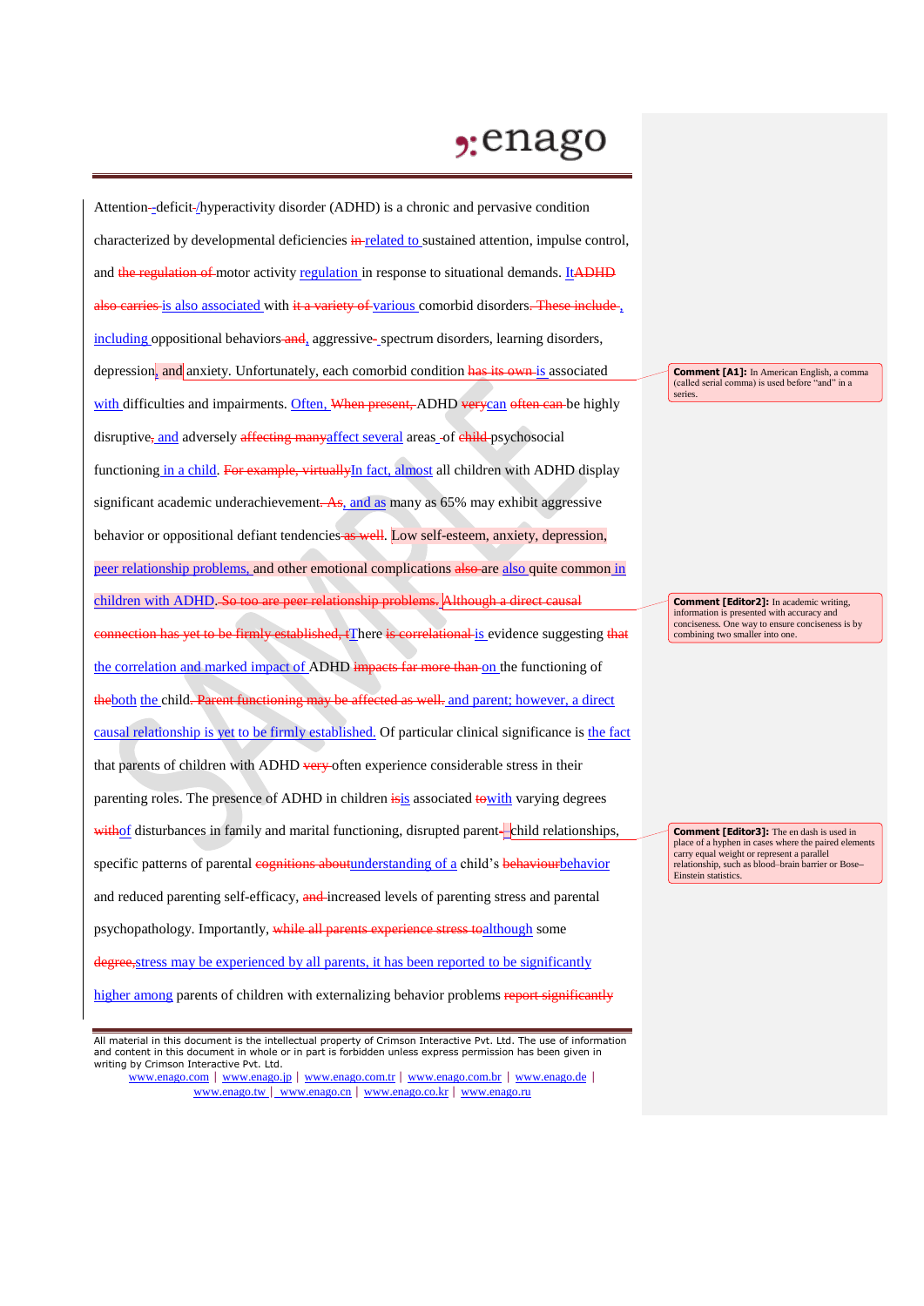Attention–~~-~~deficit~~-~~/hyperactivity disorder (ADHD) is a chronic and pervasive condition characterized by developmental deficiencies ~~in~~ related to sustained attention, impulse control, and ~~the regulation of~~ motor activity regulation in response to situational demands. It~~ADHD~~ ~~also carries~~ is also associated with ~~it a variety of~~ various comorbid disorders~~. These include~~, including oppositional behaviors ~~and~~, aggressive-spectrum disorders, learning disorders, depression, and anxiety. Unfortunately, each comorbid condition ~~has its own~~ is associated with difficulties and impairments. Often, ~~When present,~~ ADHD ~~very~~can ~~often can~~ be highly disruptive~~,~~ and adversely ~~affecting many~~affect several areas ~~of~~ ~~child~~ psychosocial functioning in a child. ~~For example, virtually~~In fact, almost all children with ADHD display significant academic underachievement~~. As~~, and as many as 65% may exhibit aggressive behavior or oppositional defiant tendencies ~~as well~~. Low self-esteem, anxiety, depression, peer relationship problems, and other emotional complications ~~also~~ are also quite common in children with ADHD. ~~So too are peer relationship problems.~~ ~~Although a direct causal connection has yet to be firmly established, t~~There ~~is correlational~~ is evidence suggesting ~~that~~ the correlation and marked impact of ADHD ~~impacts far more than~~ on the functioning of ~~the~~both the child~~. Parent functioning may be affected as well.~~ and parent; however, a direct causal relationship is yet to be firmly established. Of particular clinical significance is the fact that parents of children with ADHD ~~very~~ often experience considerable stress in their parenting roles. The presence of ADHD in children ~~is~~is associated ~~to~~with varying degrees ~~with~~of disturbances in family and marital functioning, disrupted parent~~-~~–child relationships, specific patterns of parental ~~cognitions about~~understanding of a child's ~~behaviour~~behavior and reduced parenting self-efficacy, ~~and~~ increased levels of parenting stress and parental psychopathology. Importantly, ~~while all parents experience stress to~~although some ~~degree,~~stress may be experienced by all parents, it has been reported to be significantly higher among parents of children with externalizing behavior problems ~~report significantly~~

**Comment [A1]:** In American English, a comma (called serial comma) is used before "and" in a series.

**Comment [Editor2]:** In academic writing, information is presented with accuracy and conciseness. One way to ensure conciseness is by combining two smaller into one.

**Comment [Editor3]:** The en dash is used in place of a hyphen in cases where the paired elements carry equal weight or represent a parallel relationship, such as blood–brain barrier or Bose–Einstein statistics.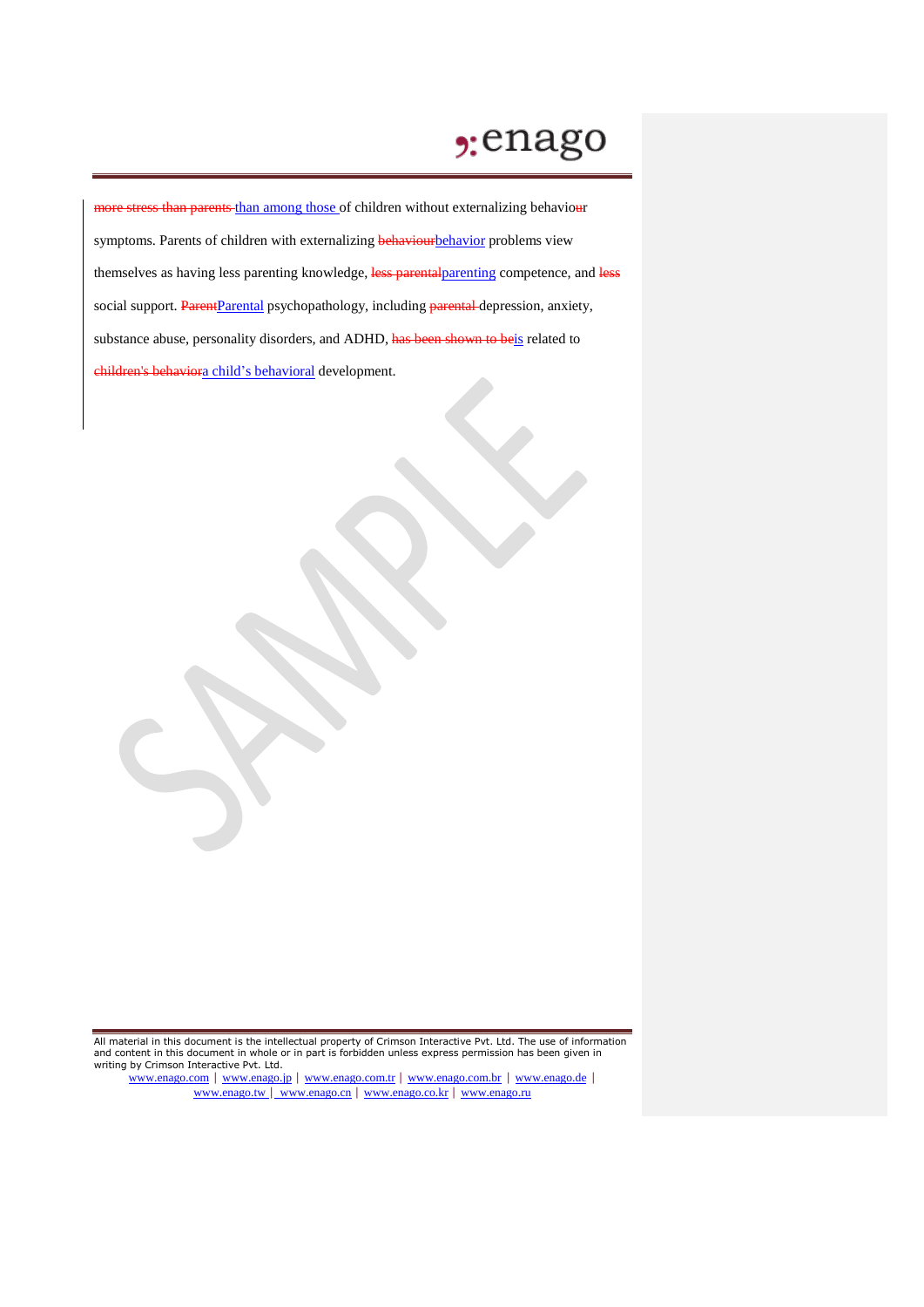~~more stress than parents~~ than among those of children without externalizing behavio~~u~~r symptoms. Parents of children with externalizing ~~behaviour~~behavior problems view themselves as having less parenting knowledge, ~~less parental~~parenting competence, and ~~less~~ social support. ~~Parent~~Parental psychopathology, including ~~parental~~ depression, anxiety, substance abuse, personality disorders, and ADHD, ~~has been shown to be~~is related to ~~children's behavior~~a child's behavioral development.